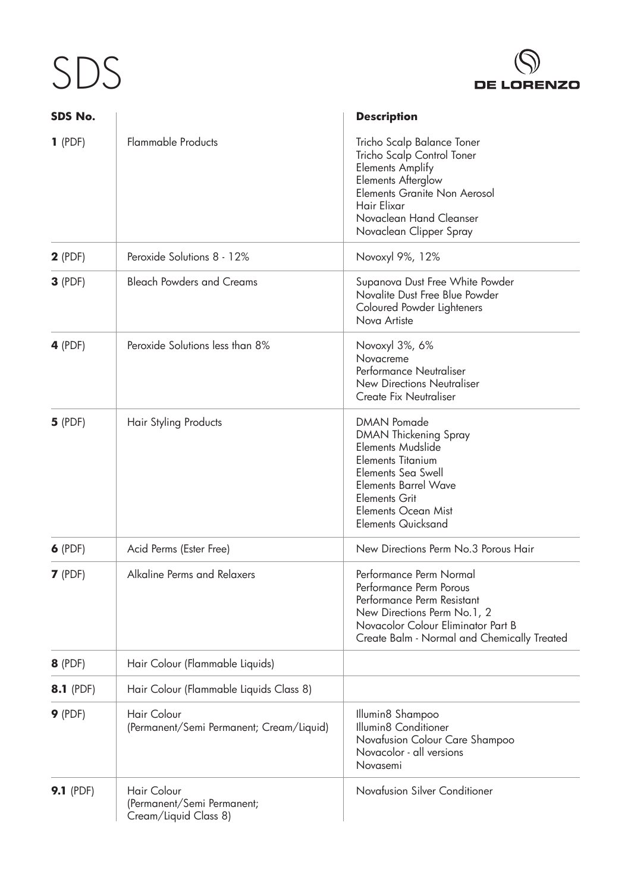# SDS

DE LORENZO

| SDS No. | | Description |
|---|---|---|
| **1** (PDF) | Flammable Products | Tricho Scalp Balance Toner<br>Tricho Scalp Control Toner<br>Elements Amplify<br>Elements Afterglow<br>Elements Granite Non Aerosol<br>Hair Elixar<br>Novaclean Hand Cleanser<br>Novaclean Clipper Spray |
| **2** (PDF) | Peroxide Solutions 8 - 12% | Novoxyl 9%, 12% |
| **3** (PDF) | Bleach Powders and Creams | Supanova Dust Free White Powder<br>Novalite Dust Free Blue Powder<br>Coloured Powder Lighteners<br>Nova Artiste |
| **4** (PDF) | Peroxide Solutions less than 8% | Novoxyl 3%, 6%<br>Novacreme<br>Performance Neutraliser<br>New Directions Neutraliser<br>Create Fix Neutraliser |
| **5** (PDF) | Hair Styling Products | DMAN Pomade<br>DMAN Thickening Spray<br>Elements Mudslide<br>Elements Titanium<br>Elements Sea Swell<br>Elements Barrel Wave<br>Elements Grit<br>Elements Ocean Mist<br>Elements Quicksand |
| **6** (PDF) | Acid Perms (Ester Free) | New Directions Perm No.3 Porous Hair |
| **7** (PDF) | Alkaline Perms and Relaxers | Performance Perm Normal<br>Performance Perm Porous<br>Performance Perm Resistant<br>New Directions Perm No.1, 2<br>Novacolor Colour Eliminator Part B<br>Create Balm - Normal and Chemically Treated |
| **8** (PDF) | Hair Colour (Flammable Liquids) | |
| **8.1** (PDF) | Hair Colour (Flammable Liquids Class 8) | |
| **9** (PDF) | Hair Colour<br>(Permanent/Semi Permanent; Cream/Liquid) | Illumin8 Shampoo<br>Illumin8 Conditioner<br>Novafusion Colour Care Shampoo<br>Novacolor - all versions<br>Novasemi |
| **9.1** (PDF) | Hair Colour<br>(Permanent/Semi Permanent;<br>Cream/Liquid Class 8) | Novafusion Silver Conditioner |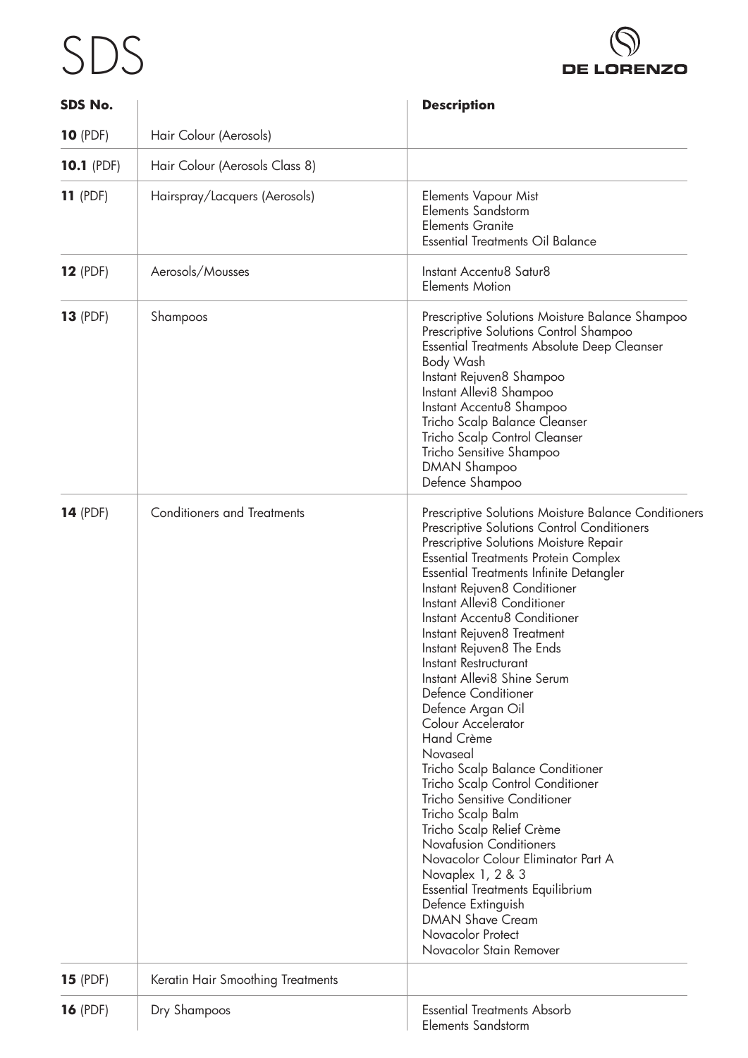# SDS

DE LORENZO

| SDS No. | | Description |
|---|---|---|
| **10** (PDF) | Hair Colour (Aerosols) | |
| **10.1** (PDF) | Hair Colour (Aerosols Class 8) | |
| **11** (PDF) | Hairspray/Lacquers (Aerosols) | Elements Vapour Mist<br>Elements Sandstorm<br>Elements Granite<br>Essential Treatments Oil Balance |
| **12** (PDF) | Aerosols/Mousses | Instant Accentu8 Satur8<br>Elements Motion |
| **13** (PDF) | Shampoos | Prescriptive Solutions Moisture Balance Shampoo<br>Prescriptive Solutions Control Shampoo<br>Essential Treatments Absolute Deep Cleanser<br>Body Wash<br>Instant Rejuven8 Shampoo<br>Instant Allevi8 Shampoo<br>Instant Accentu8 Shampoo<br>Tricho Scalp Balance Cleanser<br>Tricho Scalp Control Cleanser<br>Tricho Sensitive Shampoo<br>DMAN Shampoo<br>Defence Shampoo |
| **14** (PDF) | Conditioners and Treatments | Prescriptive Solutions Moisture Balance Conditioners<br>Prescriptive Solutions Control Conditioners<br>Prescriptive Solutions Moisture Repair<br>Essential Treatments Protein Complex<br>Essential Treatments Infinite Detangler<br>Instant Rejuven8 Conditioner<br>Instant Allevi8 Conditioner<br>Instant Accentu8 Conditioner<br>Instant Rejuven8 Treatment<br>Instant Rejuven8 The Ends<br>Instant Restructurant<br>Instant Allevi8 Shine Serum<br>Defence Conditioner<br>Defence Argan Oil<br>Colour Accelerator<br>Hand Crème<br>Novaseal<br>Tricho Scalp Balance Conditioner<br>Tricho Scalp Control Conditioner<br>Tricho Sensitive Conditioner<br>Tricho Scalp Balm<br>Tricho Scalp Relief Crème<br>Novafusion Conditioners<br>Novacolor Colour Eliminator Part A<br>Novaplex 1, 2 & 3<br>Essential Treatments Equilibrium<br>Defence Extinguish<br>DMAN Shave Cream<br>Novacolor Protect<br>Novacolor Stain Remover |
| **15** (PDF) | Keratin Hair Smoothing Treatments | |
| **16** (PDF) | Dry Shampoos | Essential Treatments Absorb<br>Elements Sandstorm |